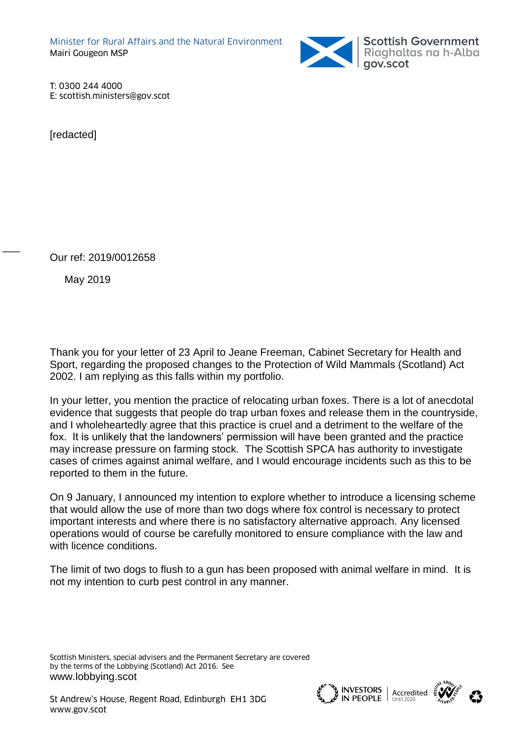Minister for Rural Affairs and the Natural Environment
Mairi Gougeon MSP

Scottish Government
Riaghaltas na h-Alba
gov.scot

T: 0300 244 4000
E: scottish.ministers@gov.scot

[redacted]

Our ref: 2019/0012658

May 2019

Thank you for your letter of 23 April to Jeane Freeman, Cabinet Secretary for Health and Sport, regarding the proposed changes to the Protection of Wild Mammals (Scotland) Act 2002. I am replying as this falls within my portfolio.

In your letter, you mention the practice of relocating urban foxes. There is a lot of anecdotal evidence that suggests that people do trap urban foxes and release them in the countryside, and I wholeheartedly agree that this practice is cruel and a detriment to the welfare of the fox. It is unlikely that the landowners' permission will have been granted and the practice may increase pressure on farming stock. The Scottish SPCA has authority to investigate cases of crimes against animal welfare, and I would encourage incidents such as this to be reported to them in the future.

On 9 January, I announced my intention to explore whether to introduce a licensing scheme that would allow the use of more than two dogs where fox control is necessary to protect important interests and where there is no satisfactory alternative approach. Any licensed operations would of course be carefully monitored to ensure compliance with the law and with licence conditions.

The limit of two dogs to flush to a gun has been proposed with animal welfare in mind. It is not my intention to curb pest control in any manner.

Scottish Ministers, special advisers and the Permanent Secretary are covered by the terms of the Lobbying (Scotland) Act 2016. See www.lobbying.scot

St Andrew's House, Regent Road, Edinburgh EH1 3DG
www.gov.scot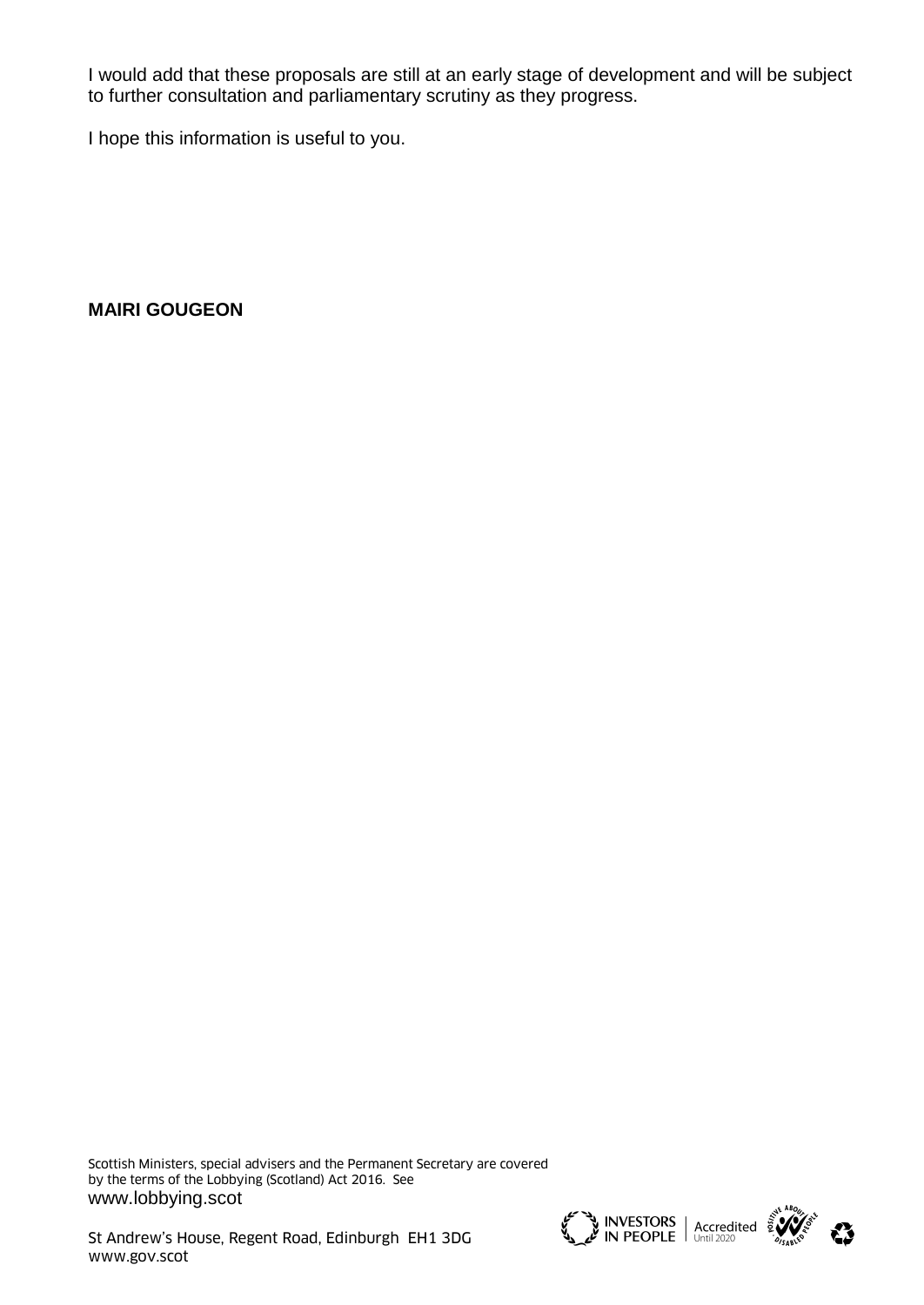I would add that these proposals are still at an early stage of development and will be subject to further consultation and parliamentary scrutiny as they progress.

I hope this information is useful to you.

**MAIRI GOUGEON**

Scottish Ministers, special advisers and the Permanent Secretary are covered by the terms of the Lobbying (Scotland) Act 2016. See www.lobbying.scot

St Andrew's House, Regent Road, Edinburgh EH1 3DG
www.gov.scot